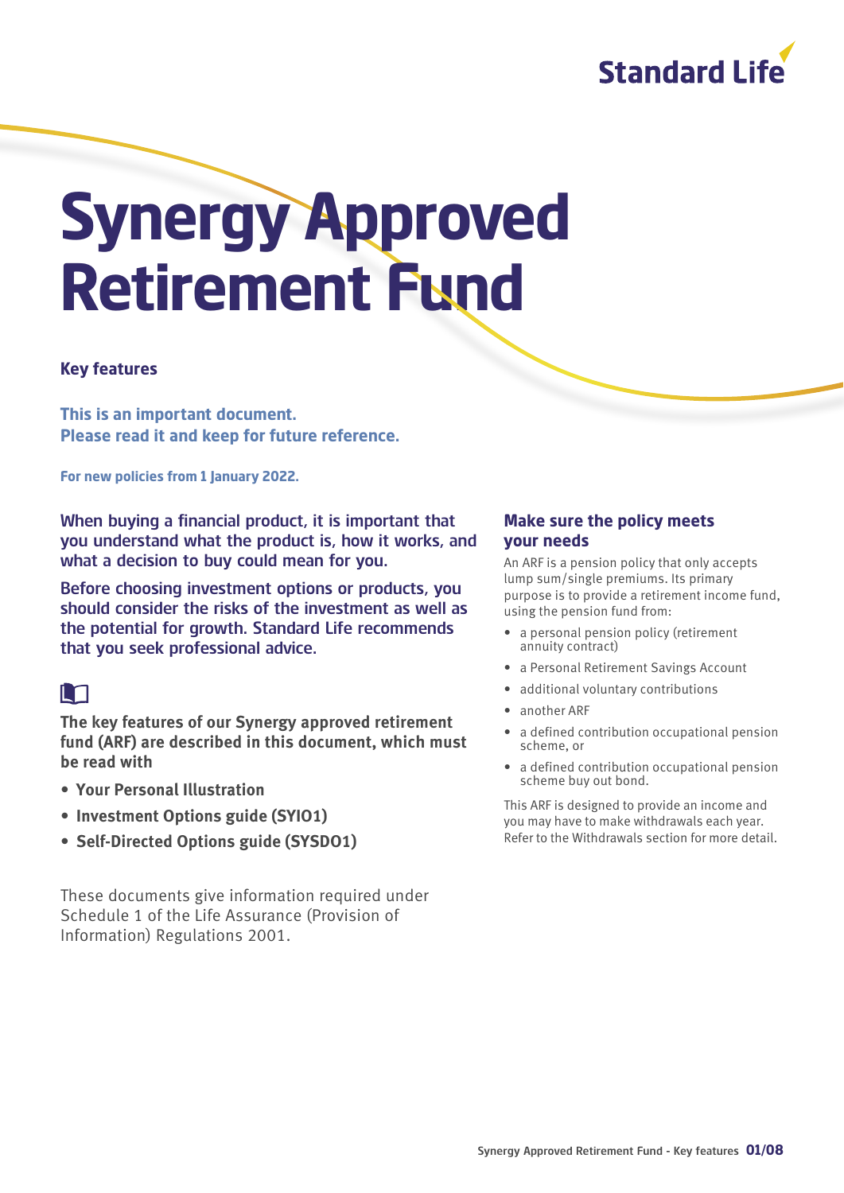Standard Life

# Synergy Approved Retirement Fund

**Key features**

**This is an important document.**
**Please read it and keep for future reference.**

**For new policies from 1 January 2022.**

When buying a financial product, it is important that you understand what the product is, how it works, and what a decision to buy could mean for you.

Before choosing investment options or products, you should consider the risks of the investment as well as the potential for growth. Standard Life recommends that you seek professional advice.

**The key features of our Synergy approved retirement fund (ARF) are described in this document, which must be read with**

- **Your Personal Illustration**
- **Investment Options guide (SYIO1)**
- **Self-Directed Options guide (SYSDO1)**

These documents give information required under Schedule 1 of the Life Assurance (Provision of Information) Regulations 2001.

## Make sure the policy meets your needs

An ARF is a pension policy that only accepts lump sum/single premiums. Its primary purpose is to provide a retirement income fund, using the pension fund from:

- a personal pension policy (retirement annuity contract)
- a Personal Retirement Savings Account
- additional voluntary contributions
- another ARF
- a defined contribution occupational pension scheme, or
- a defined contribution occupational pension scheme buy out bond.

This ARF is designed to provide an income and you may have to make withdrawals each year. Refer to the Withdrawals section for more detail.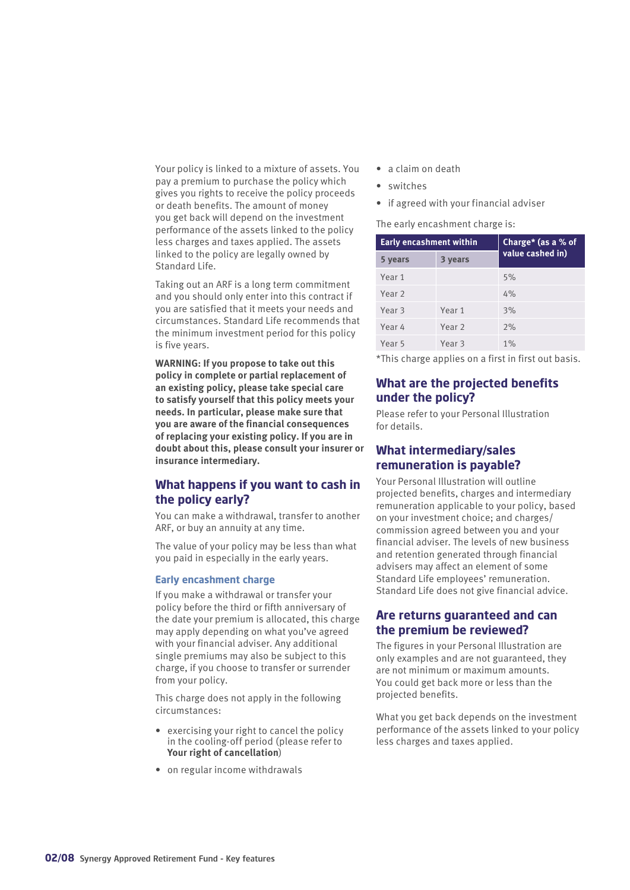Your policy is linked to a mixture of assets. You pay a premium to purchase the policy which gives you rights to receive the policy proceeds or death benefits. The amount of money you get back will depend on the investment performance of the assets linked to the policy less charges and taxes applied. The assets linked to the policy are legally owned by Standard Life.

Taking out an ARF is a long term commitment and you should only enter into this contract if you are satisfied that it meets your needs and circumstances. Standard Life recommends that the minimum investment period for this policy is five years.

**WARNING: If you propose to take out this policy in complete or partial replacement of an existing policy, please take special care to satisfy yourself that this policy meets your needs. In particular, please make sure that you are aware of the financial consequences of replacing your existing policy. If you are in doubt about this, please consult your insurer or insurance intermediary.**

## What happens if you want to cash in the policy early?

You can make a withdrawal, transfer to another ARF, or buy an annuity at any time.

The value of your policy may be less than what you paid in especially in the early years.

### Early encashment charge

If you make a withdrawal or transfer your policy before the third or fifth anniversary of the date your premium is allocated, this charge may apply depending on what you've agreed with your financial adviser. Any additional single premiums may also be subject to this charge, if you choose to transfer or surrender from your policy.

This charge does not apply in the following circumstances:

- exercising your right to cancel the policy in the cooling-off period (please refer to **Your right of cancellation**)
- on regular income withdrawals
- a claim on death
- switches
- if agreed with your financial adviser

The early encashment charge is:

| Early encashment within | | Charge* (as a % of value cashed in) |
|---|---|---|
| 5 years | 3 years | |
| Year 1 | | 5% |
| Year 2 | | 4% |
| Year 3 | Year 1 | 3% |
| Year 4 | Year 2 | 2% |
| Year 5 | Year 3 | 1% |

*This charge applies on a first in first out basis.

## What are the projected benefits under the policy?

Please refer to your Personal Illustration for details.

## What intermediary/sales remuneration is payable?

Your Personal Illustration will outline projected benefits, charges and intermediary remuneration applicable to your policy, based on your investment choice; and charges/commission agreed between you and your financial adviser. The levels of new business and retention generated through financial advisers may affect an element of some Standard Life employees' remuneration. Standard Life does not give financial advice.

## Are returns guaranteed and can the premium be reviewed?

The figures in your Personal Illustration are only examples and are not guaranteed, they are not minimum or maximum amounts. You could get back more or less than the projected benefits.

What you get back depends on the investment performance of the assets linked to your policy less charges and taxes applied.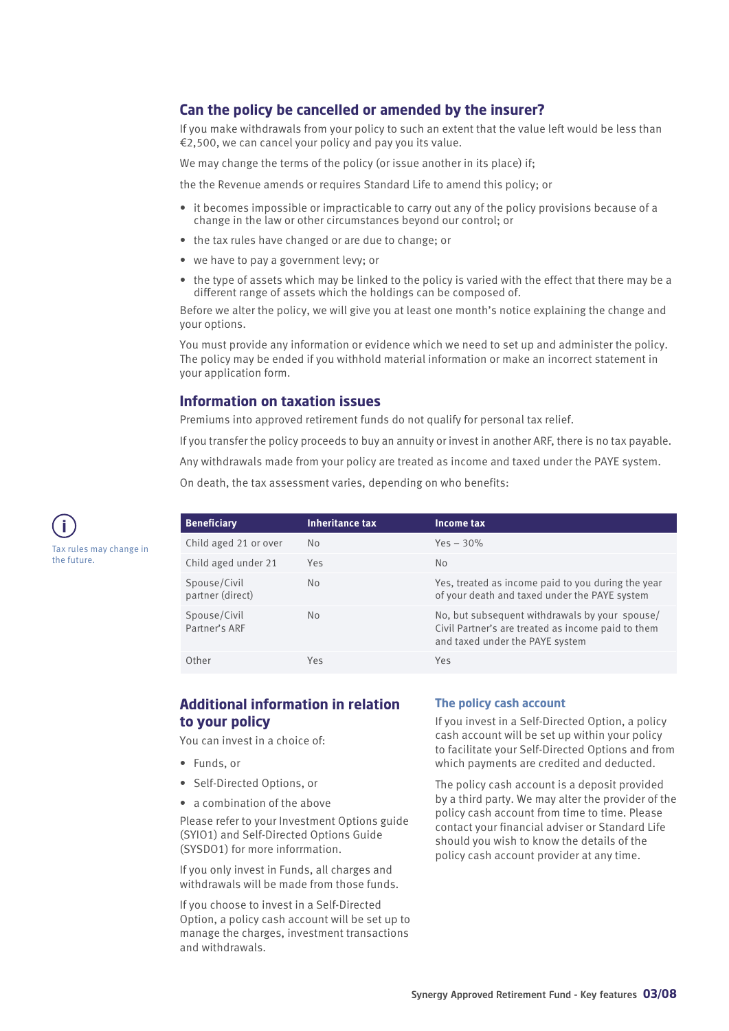## Can the policy be cancelled or amended by the insurer?

If you make withdrawals from your policy to such an extent that the value left would be less than €2,500, we can cancel your policy and pay you its value.

We may change the terms of the policy (or issue another in its place) if;

the the Revenue amends or requires Standard Life to amend this policy; or

- it becomes impossible or impracticable to carry out any of the policy provisions because of a change in the law or other circumstances beyond our control; or
- the tax rules have changed or are due to change; or
- we have to pay a government levy; or
- the type of assets which may be linked to the policy is varied with the effect that there may be a different range of assets which the holdings can be composed of.

Before we alter the policy, we will give you at least one month's notice explaining the change and your options.

You must provide any information or evidence which we need to set up and administer the policy. The policy may be ended if you withhold material information or make an incorrect statement in your application form.

## Information on taxation issues

Premiums into approved retirement funds do not qualify for personal tax relief.

If you transfer the policy proceeds to buy an annuity or invest in another ARF, there is no tax payable.

Any withdrawals made from your policy are treated as income and taxed under the PAYE system.

On death, the tax assessment varies, depending on who benefits:

Tax rules may change in the future.

| Beneficiary | Inheritance tax | Income tax |
|---|---|---|
| Child aged 21 or over | No | Yes – 30% |
| Child aged under 21 | Yes | No |
| Spouse/Civil partner (direct) | No | Yes, treated as income paid to you during the year of your death and taxed under the PAYE system |
| Spouse/Civil Partner's ARF | No | No, but subsequent withdrawals by your spouse/ Civil Partner's are treated as income paid to them and taxed under the PAYE system |
| Other | Yes | Yes |

## Additional information in relation to your policy

You can invest in a choice of:

- Funds, or
- Self-Directed Options, or
- a combination of the above

Please refer to your Investment Options guide (SYIO1) and Self-Directed Options Guide (SYSDO1) for more inforrmation.

If you only invest in Funds, all charges and withdrawals will be made from those funds.

If you choose to invest in a Self-Directed Option, a policy cash account will be set up to manage the charges, investment transactions and withdrawals.

### The policy cash account

If you invest in a Self-Directed Option, a policy cash account will be set up within your policy to facilitate your Self-Directed Options and from which payments are credited and deducted.

The policy cash account is a deposit provided by a third party. We may alter the provider of the policy cash account from time to time. Please contact your financial adviser or Standard Life should you wish to know the details of the policy cash account provider at any time.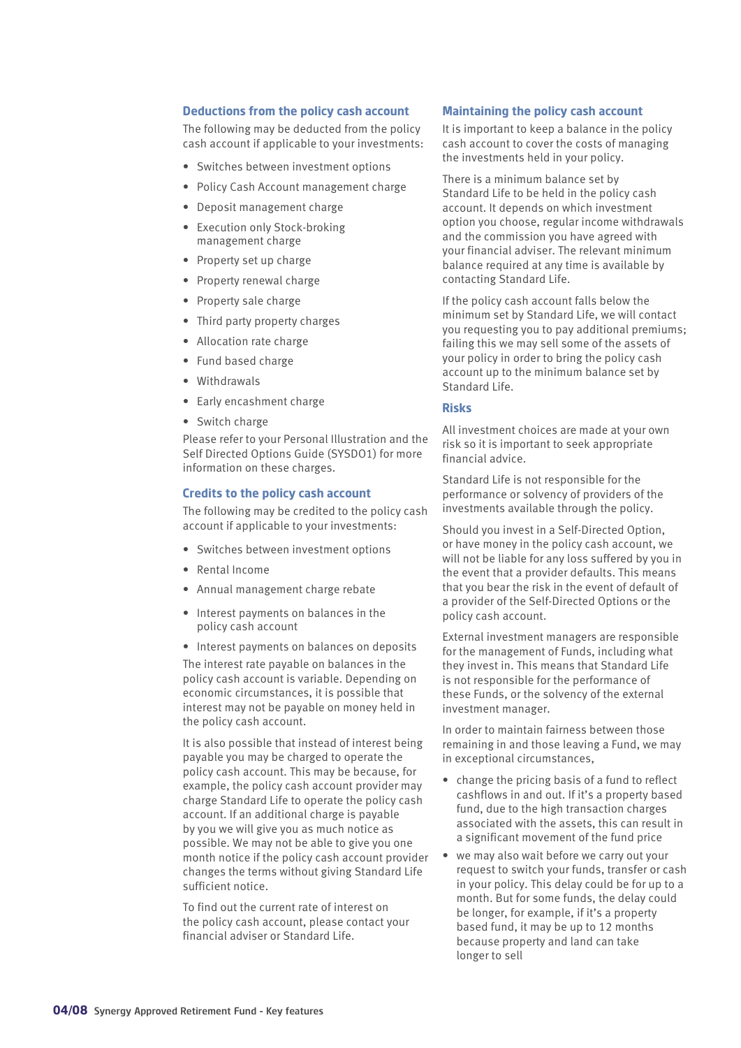## Deductions from the policy cash account

The following may be deducted from the policy cash account if applicable to your investments:

- Switches between investment options
- Policy Cash Account management charge
- Deposit management charge
- Execution only Stock-broking management charge
- Property set up charge
- Property renewal charge
- Property sale charge
- Third party property charges
- Allocation rate charge
- Fund based charge
- Withdrawals
- Early encashment charge
- Switch charge

Please refer to your Personal Illustration and the Self Directed Options Guide (SYSDO1) for more information on these charges.

## Credits to the policy cash account

The following may be credited to the policy cash account if applicable to your investments:

- Switches between investment options
- Rental Income
- Annual management charge rebate
- Interest payments on balances in the policy cash account
- Interest payments on balances on deposits

The interest rate payable on balances in the policy cash account is variable. Depending on economic circumstances, it is possible that interest may not be payable on money held in the policy cash account.

It is also possible that instead of interest being payable you may be charged to operate the policy cash account. This may be because, for example, the policy cash account provider may charge Standard Life to operate the policy cash account. If an additional charge is payable by you we will give you as much notice as possible. We may not be able to give you one month notice if the policy cash account provider changes the terms without giving Standard Life sufficient notice.

To find out the current rate of interest on the policy cash account, please contact your financial adviser or Standard Life.

## Maintaining the policy cash account

It is important to keep a balance in the policy cash account to cover the costs of managing the investments held in your policy.

There is a minimum balance set by Standard Life to be held in the policy cash account. It depends on which investment option you choose, regular income withdrawals and the commission you have agreed with your financial adviser. The relevant minimum balance required at any time is available by contacting Standard Life.

If the policy cash account falls below the minimum set by Standard Life, we will contact you requesting you to pay additional premiums; failing this we may sell some of the assets of your policy in order to bring the policy cash account up to the minimum balance set by Standard Life.

## Risks

All investment choices are made at your own risk so it is important to seek appropriate financial advice.

Standard Life is not responsible for the performance or solvency of providers of the investments available through the policy.

Should you invest in a Self-Directed Option, or have money in the policy cash account, we will not be liable for any loss suffered by you in the event that a provider defaults. This means that you bear the risk in the event of default of a provider of the Self-Directed Options or the policy cash account.

External investment managers are responsible for the management of Funds, including what they invest in. This means that Standard Life is not responsible for the performance of these Funds, or the solvency of the external investment manager.

In order to maintain fairness between those remaining in and those leaving a Fund, we may in exceptional circumstances,

- change the pricing basis of a fund to reflect cashflows in and out. If it's a property based fund, due to the high transaction charges associated with the assets, this can result in a significant movement of the fund price
- we may also wait before we carry out your request to switch your funds, transfer or cash in your policy. This delay could be for up to a month. But for some funds, the delay could be longer, for example, if it's a property based fund, it may be up to 12 months because property and land can take longer to sell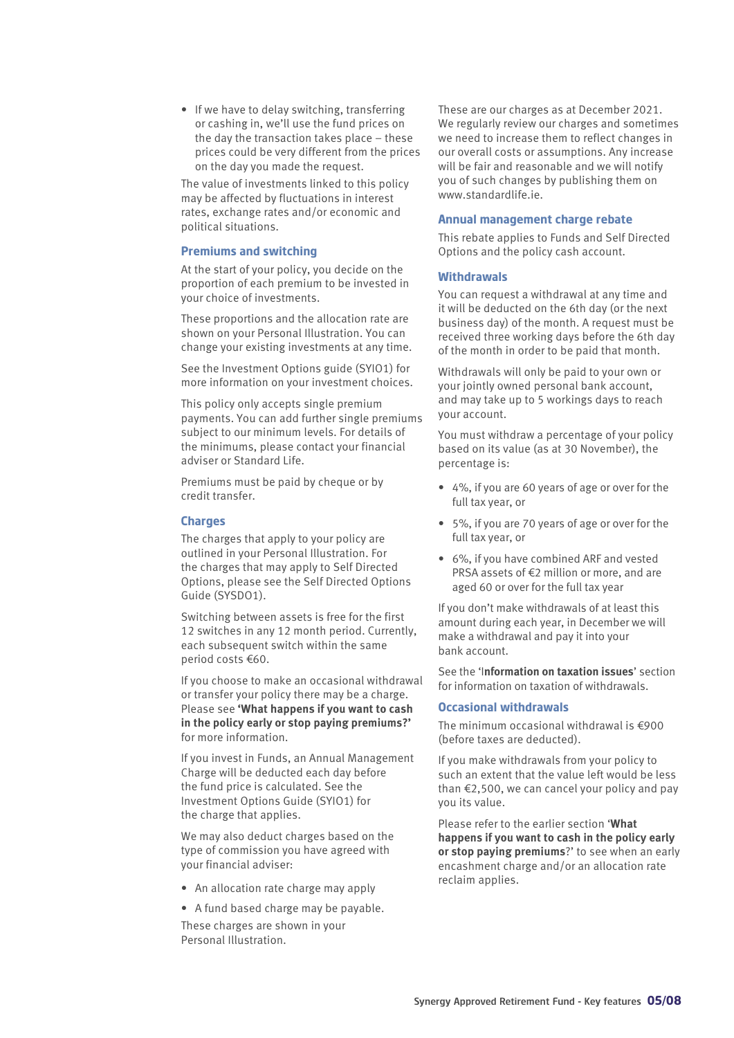- If we have to delay switching, transferring or cashing in, we'll use the fund prices on the day the transaction takes place – these prices could be very different from the prices on the day you made the request.

The value of investments linked to this policy may be affected by fluctuations in interest rates, exchange rates and/or economic and political situations.

### Premiums and switching

At the start of your policy, you decide on the proportion of each premium to be invested in your choice of investments.

These proportions and the allocation rate are shown on your Personal Illustration. You can change your existing investments at any time.

See the Investment Options guide (SYIO1) for more information on your investment choices.

This policy only accepts single premium payments. You can add further single premiums subject to our minimum levels. For details of the minimums, please contact your financial adviser or Standard Life.

Premiums must be paid by cheque or by credit transfer.

### Charges

The charges that apply to your policy are outlined in your Personal Illustration. For the charges that may apply to Self Directed Options, please see the Self Directed Options Guide (SYSDO1).

Switching between assets is free for the first 12 switches in any 12 month period. Currently, each subsequent switch within the same period costs €60.

If you choose to make an occasional withdrawal or transfer your policy there may be a charge. Please see **'What happens if you want to cash in the policy early or stop paying premiums?'** for more information.

If you invest in Funds, an Annual Management Charge will be deducted each day before the fund price is calculated. See the Investment Options Guide (SYIO1) for the charge that applies.

We may also deduct charges based on the type of commission you have agreed with your financial adviser:

- An allocation rate charge may apply
- A fund based charge may be payable.

These charges are shown in your Personal Illustration.

These are our charges as at December 2021. We regularly review our charges and sometimes we need to increase them to reflect changes in our overall costs or assumptions. Any increase will be fair and reasonable and we will notify you of such changes by publishing them on www.standardlife.ie.

### Annual management charge rebate

This rebate applies to Funds and Self Directed Options and the policy cash account.

### Withdrawals

You can request a withdrawal at any time and it will be deducted on the 6th day (or the next business day) of the month. A request must be received three working days before the 6th day of the month in order to be paid that month.

Withdrawals will only be paid to your own or your jointly owned personal bank account, and may take up to 5 workings days to reach your account.

You must withdraw a percentage of your policy based on its value (as at 30 November), the percentage is:

- 4%, if you are 60 years of age or over for the full tax year, or
- 5%, if you are 70 years of age or over for the full tax year, or
- 6%, if you have combined ARF and vested PRSA assets of €2 million or more, and are aged 60 or over for the full tax year

If you don't make withdrawals of at least this amount during each year, in December we will make a withdrawal and pay it into your bank account.

See the '**Information on taxation issues**' section for information on taxation of withdrawals.

### Occasional withdrawals

The minimum occasional withdrawal is €900 (before taxes are deducted).

If you make withdrawals from your policy to such an extent that the value left would be less than €2,500, we can cancel your policy and pay you its value.

Please refer to the earlier section '**What happens if you want to cash in the policy early or stop paying premiums**?' to see when an early encashment charge and/or an allocation rate reclaim applies.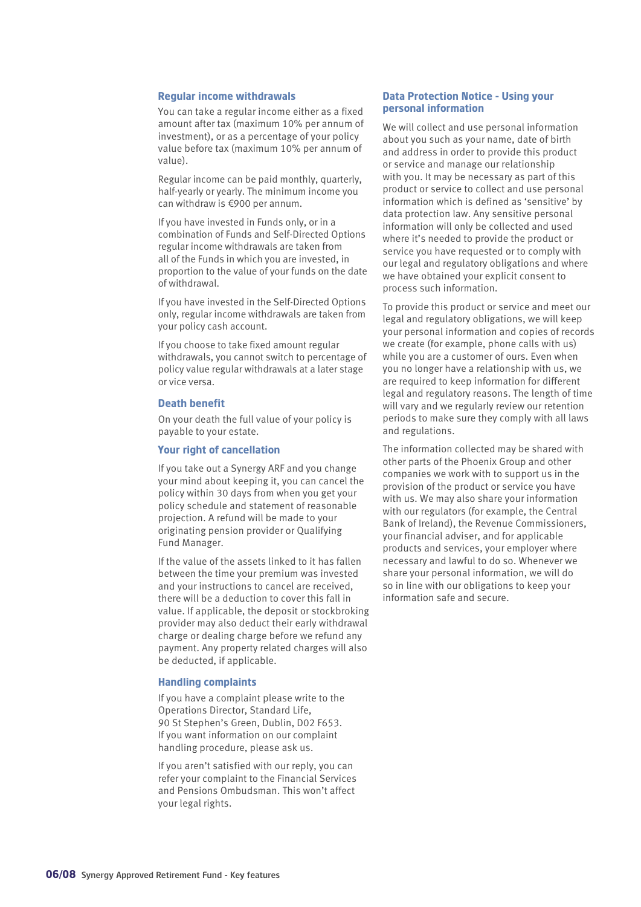## Regular income withdrawals

You can take a regular income either as a fixed amount after tax (maximum 10% per annum of investment), or as a percentage of your policy value before tax (maximum 10% per annum of value).

Regular income can be paid monthly, quarterly, half-yearly or yearly. The minimum income you can withdraw is €900 per annum.

If you have invested in Funds only, or in a combination of Funds and Self-Directed Options regular income withdrawals are taken from all of the Funds in which you are invested, in proportion to the value of your funds on the date of withdrawal.

If you have invested in the Self-Directed Options only, regular income withdrawals are taken from your policy cash account.

If you choose to take fixed amount regular withdrawals, you cannot switch to percentage of policy value regular withdrawals at a later stage or vice versa.

## Death benefit

On your death the full value of your policy is payable to your estate.

## Your right of cancellation

If you take out a Synergy ARF and you change your mind about keeping it, you can cancel the policy within 30 days from when you get your policy schedule and statement of reasonable projection. A refund will be made to your originating pension provider or Qualifying Fund Manager.

If the value of the assets linked to it has fallen between the time your premium was invested and your instructions to cancel are received, there will be a deduction to cover this fall in value. If applicable, the deposit or stockbroking provider may also deduct their early withdrawal charge or dealing charge before we refund any payment. Any property related charges will also be deducted, if applicable.

## Handling complaints

If you have a complaint please write to the Operations Director, Standard Life, 90 St Stephen's Green, Dublin, D02 F653. If you want information on our complaint handling procedure, please ask us.

If you aren't satisfied with our reply, you can refer your complaint to the Financial Services and Pensions Ombudsman. This won't affect your legal rights.

## Data Protection Notice - Using your personal information

We will collect and use personal information about you such as your name, date of birth and address in order to provide this product or service and manage our relationship with you. It may be necessary as part of this product or service to collect and use personal information which is defined as 'sensitive' by data protection law. Any sensitive personal information will only be collected and used where it's needed to provide the product or service you have requested or to comply with our legal and regulatory obligations and where we have obtained your explicit consent to process such information.

To provide this product or service and meet our legal and regulatory obligations, we will keep your personal information and copies of records we create (for example, phone calls with us) while you are a customer of ours. Even when you no longer have a relationship with us, we are required to keep information for different legal and regulatory reasons. The length of time will vary and we regularly review our retention periods to make sure they comply with all laws and regulations.

The information collected may be shared with other parts of the Phoenix Group and other companies we work with to support us in the provision of the product or service you have with us. We may also share your information with our regulators (for example, the Central Bank of Ireland), the Revenue Commissioners, your financial adviser, and for applicable products and services, your employer where necessary and lawful to do so. Whenever we share your personal information, we will do so in line with our obligations to keep your information safe and secure.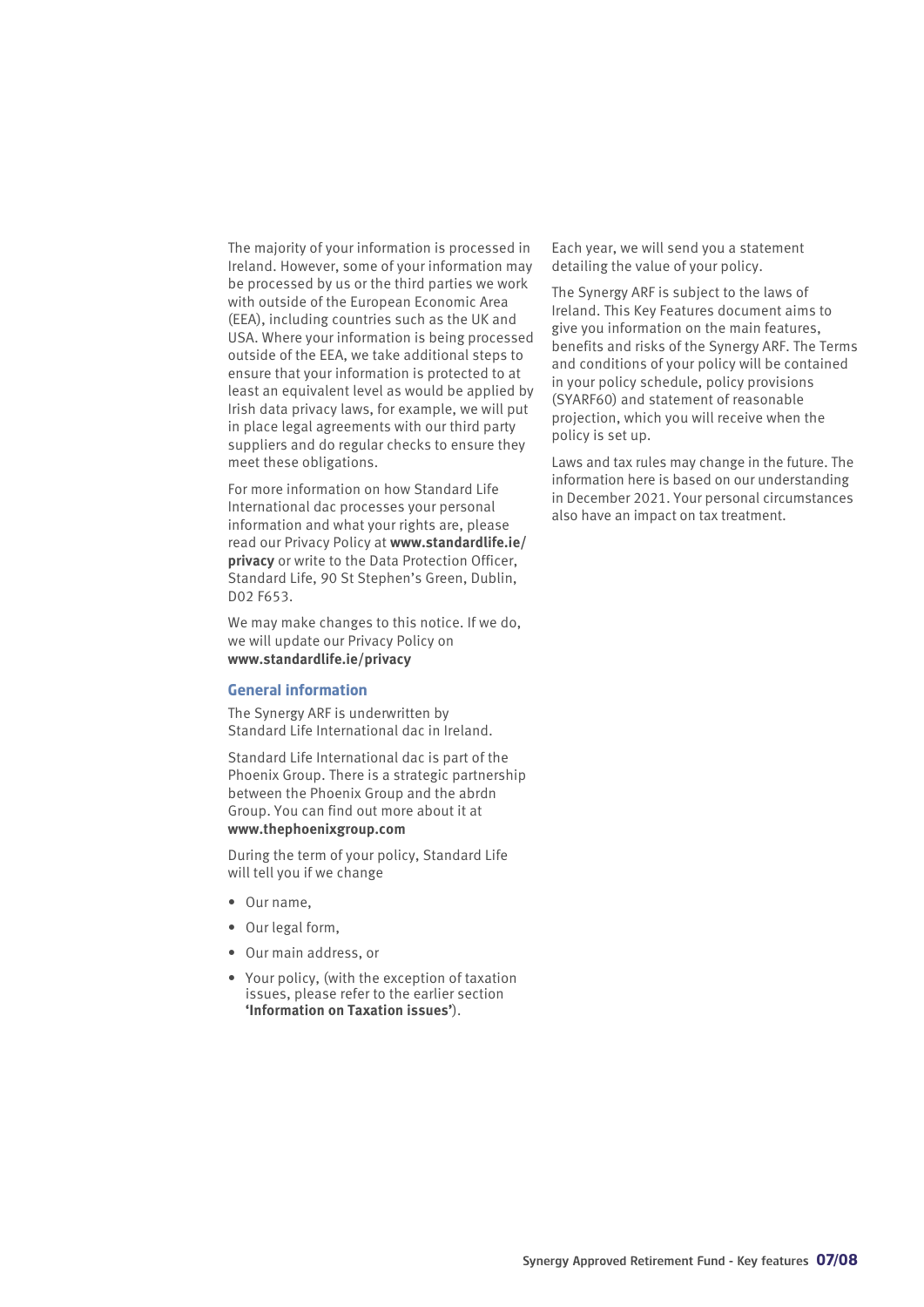The majority of your information is processed in Ireland. However, some of your information may be processed by us or the third parties we work with outside of the European Economic Area (EEA), including countries such as the UK and USA. Where your information is being processed outside of the EEA, we take additional steps to ensure that your information is protected to at least an equivalent level as would be applied by Irish data privacy laws, for example, we will put in place legal agreements with our third party suppliers and do regular checks to ensure they meet these obligations.

For more information on how Standard Life International dac processes your personal information and what your rights are, please read our Privacy Policy at **www.standardlife.ie/privacy** or write to the Data Protection Officer, Standard Life, 90 St Stephen's Green, Dublin, D02 F653.

We may make changes to this notice. If we do, we will update our Privacy Policy on **www.standardlife.ie/privacy**

## General information

The Synergy ARF is underwritten by Standard Life International dac in Ireland.

Standard Life International dac is part of the Phoenix Group. There is a strategic partnership between the Phoenix Group and the abrdn Group. You can find out more about it at **www.thephoenixgroup.com**

During the term of your policy, Standard Life will tell you if we change

- Our name,
- Our legal form,
- Our main address, or
- Your policy, (with the exception of taxation issues, please refer to the earlier section **'Information on Taxation issues'**).

Each year, we will send you a statement detailing the value of your policy.

The Synergy ARF is subject to the laws of Ireland. This Key Features document aims to give you information on the main features, benefits and risks of the Synergy ARF. The Terms and conditions of your policy will be contained in your policy schedule, policy provisions (SYARF60) and statement of reasonable projection, which you will receive when the policy is set up.

Laws and tax rules may change in the future. The information here is based on our understanding in December 2021. Your personal circumstances also have an impact on tax treatment.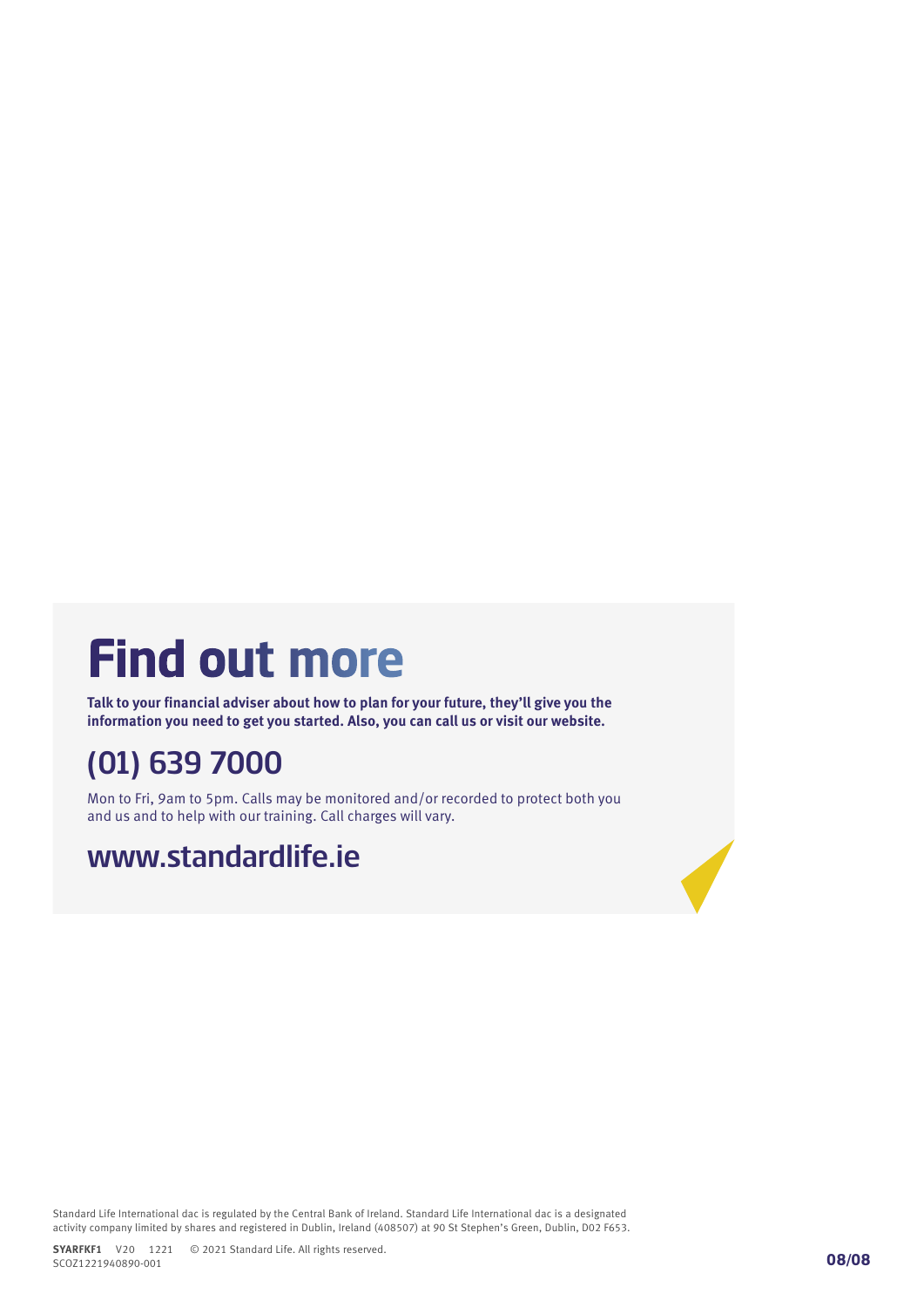# Find out more

**Talk to your financial adviser about how to plan for your future, they'll give you the information you need to get you started. Also, you can call us or visit our website.**

## (01) 639 7000

Mon to Fri, 9am to 5pm. Calls may be monitored and/or recorded to protect both you and us and to help with our training. Call charges will vary.

## www.standardlife.ie

Standard Life International dac is regulated by the Central Bank of Ireland. Standard Life International dac is a designated activity company limited by shares and registered in Dublin, Ireland (408507) at 90 St Stephen's Green, Dublin, D02 F653.

**SYARFKF1** V20 1221 © 2021 Standard Life. All rights reserved.
SCOZ1221940890-001